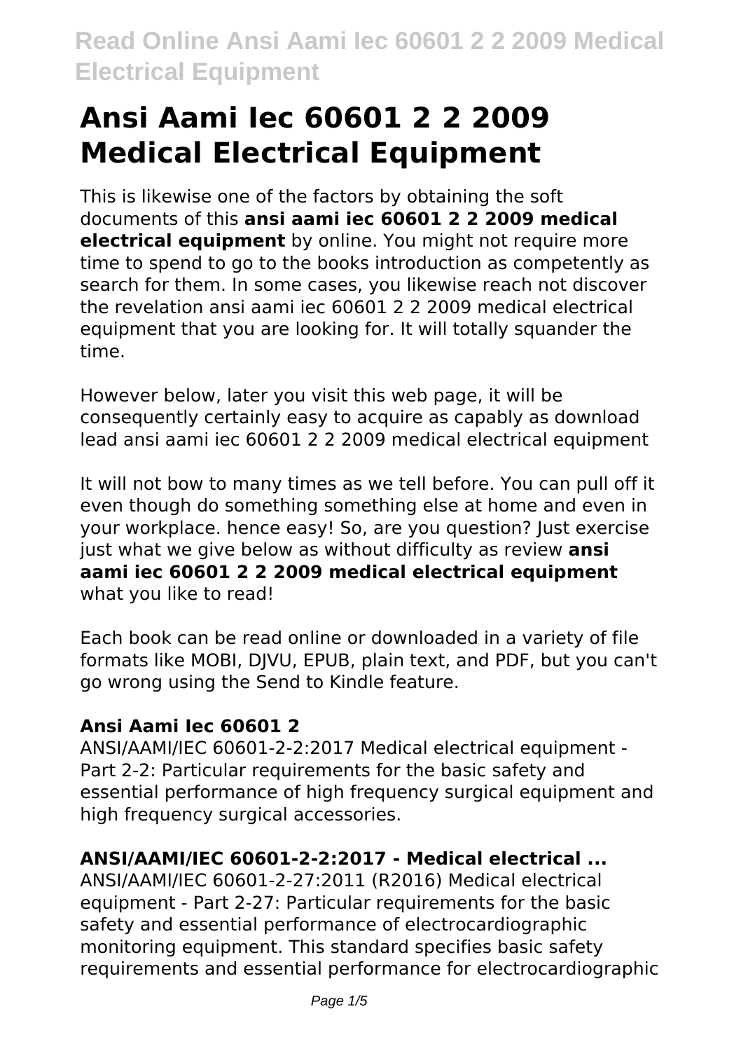# Ansi Aami Iec 60601 2 2 2009 Medical Electrical Equipment

This is likewise one of the factors by obtaining the soft documents of this **ansi aami iec 60601 2 2 2009 medical electrical equipment** by online. You might not require more time to spend to go to the books introduction as competently as search for them. In some cases, you likewise reach not discover the revelation ansi aami iec 60601 2 2 2009 medical electrical equipment that you are looking for. It will totally squander the time.

However below, later you visit this web page, it will be consequently certainly easy to acquire as capably as download lead ansi aami iec 60601 2 2 2009 medical electrical equipment

It will not bow to many times as we tell before. You can pull off it even though do something something else at home and even in your workplace. hence easy! So, are you question? Just exercise just what we give below as without difficulty as review **ansi aami iec 60601 2 2 2009 medical electrical equipment** what you like to read!

Each book can be read online or downloaded in a variety of file formats like MOBI, DJVU, EPUB, plain text, and PDF, but you can't go wrong using the Send to Kindle feature.

### Ansi Aami Iec 60601 2

ANSI/AAMI/IEC 60601-2-2:2017 Medical electrical equipment - Part 2-2: Particular requirements for the basic safety and essential performance of high frequency surgical equipment and high frequency surgical accessories.

### ANSI/AAMI/IEC 60601-2-2:2017 - Medical electrical ...

ANSI/AAMI/IEC 60601-2-27:2011 (R2016) Medical electrical equipment - Part 2-27: Particular requirements for the basic safety and essential performance of electrocardiographic monitoring equipment. This standard specifies basic safety requirements and essential performance for electrocardiographic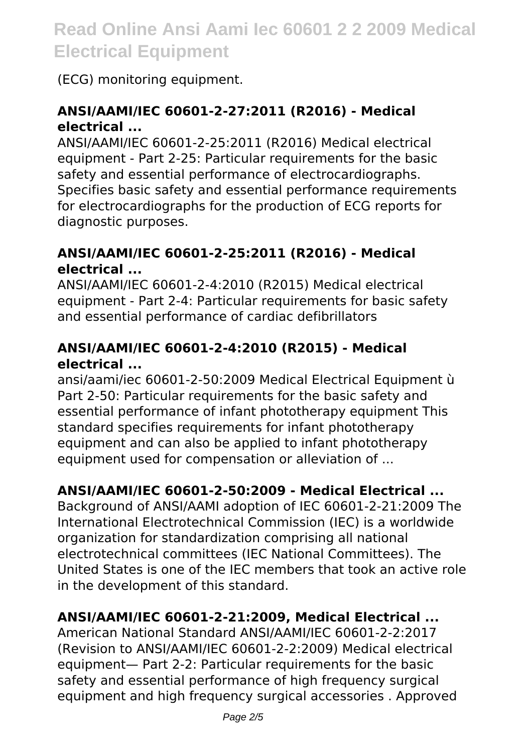(ECG) monitoring equipment.

### ANSI/AAMI/IEC 60601-2-27:2011 (R2016) - Medical electrical ...

ANSI/AAMI/IEC 60601-2-25:2011 (R2016) Medical electrical equipment - Part 2-25: Particular requirements for the basic safety and essential performance of electrocardiographs. Specifies basic safety and essential performance requirements for electrocardiographs for the production of ECG reports for diagnostic purposes.

### ANSI/AAMI/IEC 60601-2-25:2011 (R2016) - Medical electrical ...

ANSI/AAMI/IEC 60601-2-4:2010 (R2015) Medical electrical equipment - Part 2-4: Particular requirements for basic safety and essential performance of cardiac defibrillators

### ANSI/AAMI/IEC 60601-2-4:2010 (R2015) - Medical electrical ...

ansi/aami/iec 60601-2-50:2009 Medical Electrical Equipment ù Part 2-50: Particular requirements for the basic safety and essential performance of infant phototherapy equipment This standard specifies requirements for infant phototherapy equipment and can also be applied to infant phototherapy equipment used for compensation or alleviation of ...

### ANSI/AAMI/IEC 60601-2-50:2009 - Medical Electrical ...

Background of ANSI/AAMI adoption of IEC 60601-2-21:2009 The International Electrotechnical Commission (IEC) is a worldwide organization for standardization comprising all national electrotechnical committees (IEC National Committees). The United States is one of the IEC members that took an active role in the development of this standard.

### ANSI/AAMI/IEC 60601-2-21:2009, Medical Electrical ...

American National Standard ANSI/AAMI/IEC 60601-2-2:2017 (Revision to ANSI/AAMI/IEC 60601-2-2:2009) Medical electrical equipment— Part 2-2: Particular requirements for the basic safety and essential performance of high frequency surgical equipment and high frequency surgical accessories . Approved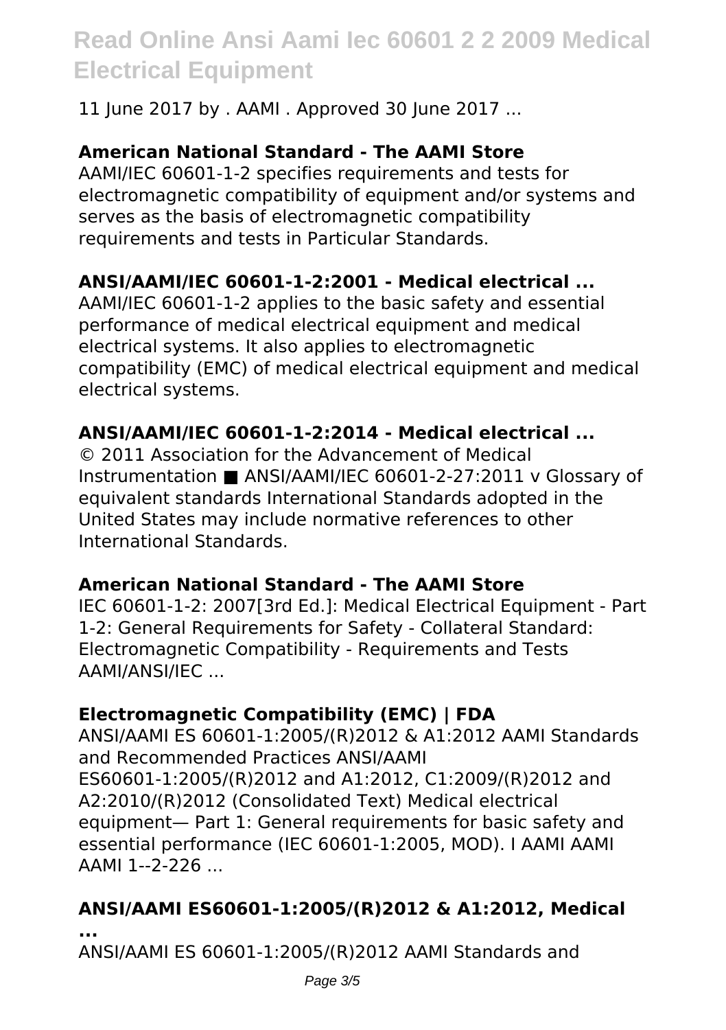11 June 2017 by . AAMI . Approved 30 June 2017 ...

**American National Standard - The AAMI Store**

AAMI/IEC 60601-1-2 specifies requirements and tests for electromagnetic compatibility of equipment and/or systems and serves as the basis of electromagnetic compatibility requirements and tests in Particular Standards.

**ANSI/AAMI/IEC 60601-1-2:2001 - Medical electrical ...**

AAMI/IEC 60601-1-2 applies to the basic safety and essential performance of medical electrical equipment and medical electrical systems. It also applies to electromagnetic compatibility (EMC) of medical electrical equipment and medical electrical systems.

**ANSI/AAMI/IEC 60601-1-2:2014 - Medical electrical ...**

© 2011 Association for the Advancement of Medical Instrumentation ■ ANSI/AAMI/IEC 60601-2-27:2011 v Glossary of equivalent standards International Standards adopted in the United States may include normative references to other International Standards.

**American National Standard - The AAMI Store**

IEC 60601-1-2: 2007[3rd Ed.]: Medical Electrical Equipment - Part 1-2: General Requirements for Safety - Collateral Standard: Electromagnetic Compatibility - Requirements and Tests AAMI/ANSI/IEC ...

**Electromagnetic Compatibility (EMC) | FDA**

ANSI/AAMI ES 60601-1:2005/(R)2012 & A1:2012 AAMI Standards and Recommended Practices ANSI/AAMI ES60601-1:2005/(R)2012 and A1:2012, C1:2009/(R)2012 and A2:2010/(R)2012 (Consolidated Text) Medical electrical equipment— Part 1: General requirements for basic safety and essential performance (IEC 60601-1:2005, MOD). I AAMI AAMI AAMI 1--2-226 ...

**ANSI/AAMI ES60601-1:2005/(R)2012 & A1:2012, Medical ...**

ANSI/AAMI ES 60601-1:2005/(R)2012 AAMI Standards and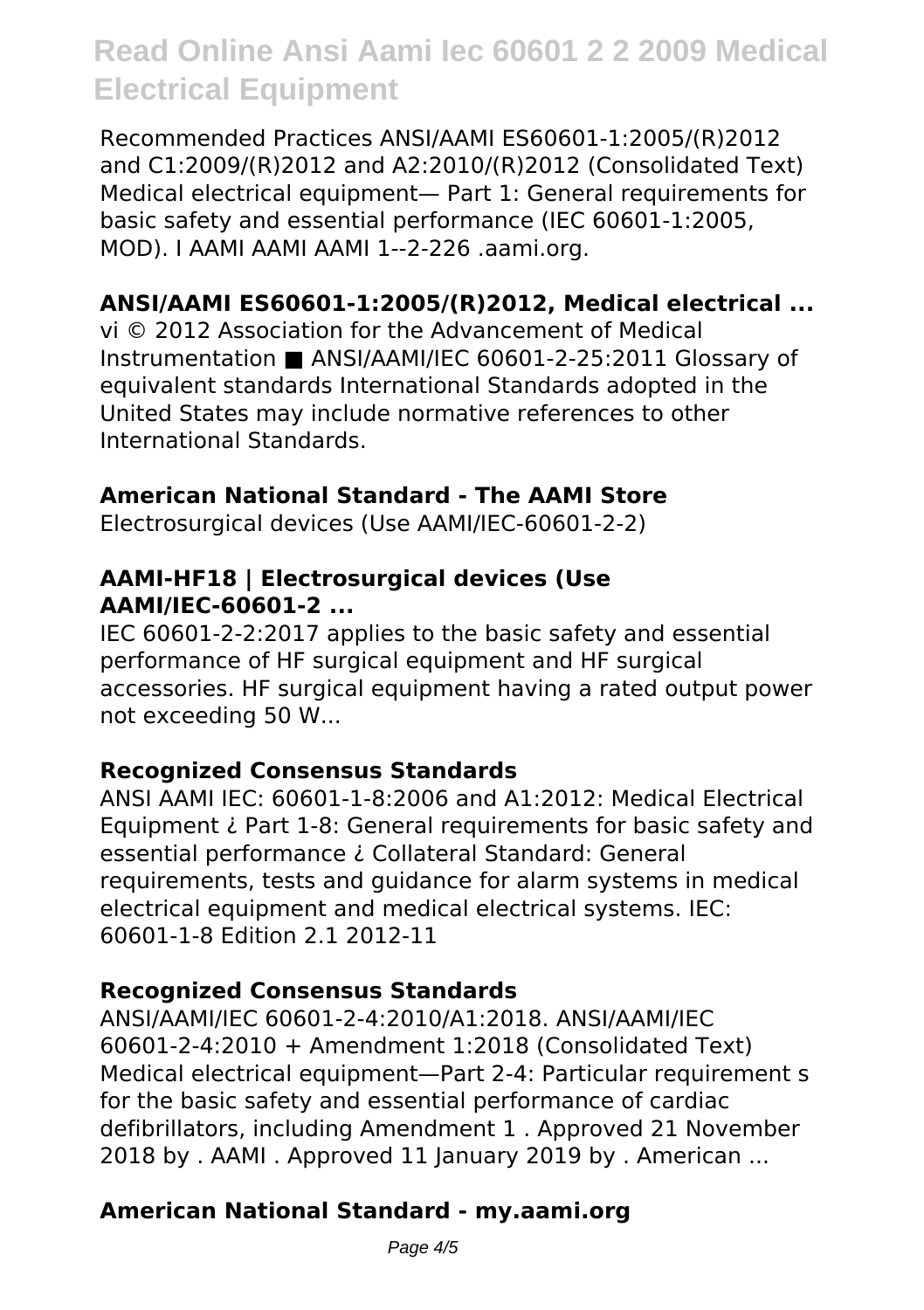Recommended Practices ANSI/AAMI ES60601-1:2005/(R)2012 and C1:2009/(R)2012 and A2:2010/(R)2012 (Consolidated Text) Medical electrical equipment— Part 1: General requirements for basic safety and essential performance (IEC 60601-1:2005, MOD). I AAMI AAMI AAMI 1--2-226 .aami.org.

### ANSI/AAMI ES60601-1:2005/(R)2012, Medical electrical ...

vi © 2012 Association for the Advancement of Medical Instrumentation ■ ANSI/AAMI/IEC 60601-2-25:2011 Glossary of equivalent standards International Standards adopted in the United States may include normative references to other International Standards.

### American National Standard - The AAMI Store

Electrosurgical devices (Use AAMI/IEC-60601-2-2)

### AAMI-HF18 | Electrosurgical devices (Use AAMI/IEC-60601-2 ...

IEC 60601-2-2:2017 applies to the basic safety and essential performance of HF surgical equipment and HF surgical accessories. HF surgical equipment having a rated output power not exceeding 50 W...

### Recognized Consensus Standards

ANSI AAMI IEC: 60601-1-8:2006 and A1:2012: Medical Electrical Equipment ¿ Part 1-8: General requirements for basic safety and essential performance ¿ Collateral Standard: General requirements, tests and guidance for alarm systems in medical electrical equipment and medical electrical systems. IEC: 60601-1-8 Edition 2.1 2012-11

### Recognized Consensus Standards

ANSI/AAMI/IEC 60601-2-4:2010/A1:2018. ANSI/AAMI/IEC 60601-2-4:2010 + Amendment 1:2018 (Consolidated Text) Medical electrical equipment—Part 2-4: Particular requirement s for the basic safety and essential performance of cardiac defibrillators, including Amendment 1 . Approved 21 November 2018 by . AAMI . Approved 11 January 2019 by . American ...

### American National Standard - my.aami.org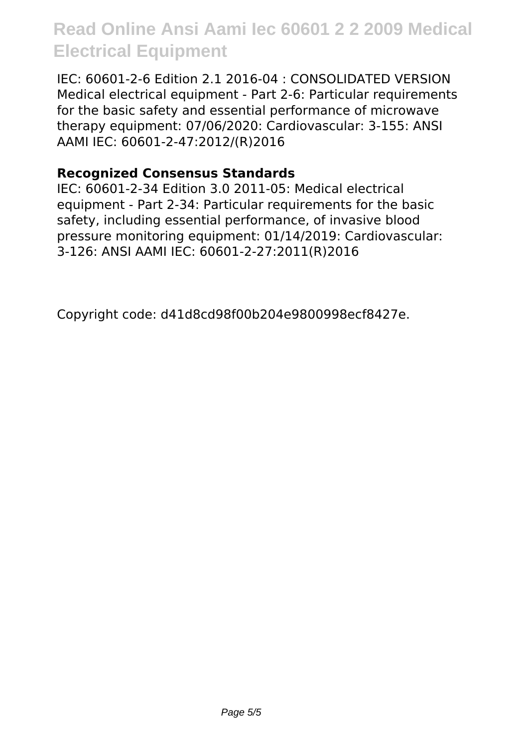IEC: 60601-2-6 Edition 2.1 2016-04 : CONSOLIDATED VERSION Medical electrical equipment - Part 2-6: Particular requirements for the basic safety and essential performance of microwave therapy equipment: 07/06/2020: Cardiovascular: 3-155: ANSI AAMI IEC: 60601-2-47:2012/(R)2016

**Recognized Consensus Standards**

IEC: 60601-2-34 Edition 3.0 2011-05: Medical electrical equipment - Part 2-34: Particular requirements for the basic safety, including essential performance, of invasive blood pressure monitoring equipment: 01/14/2019: Cardiovascular: 3-126: ANSI AAMI IEC: 60601-2-27:2011(R)2016

Copyright code: d41d8cd98f00b204e9800998ecf8427e.